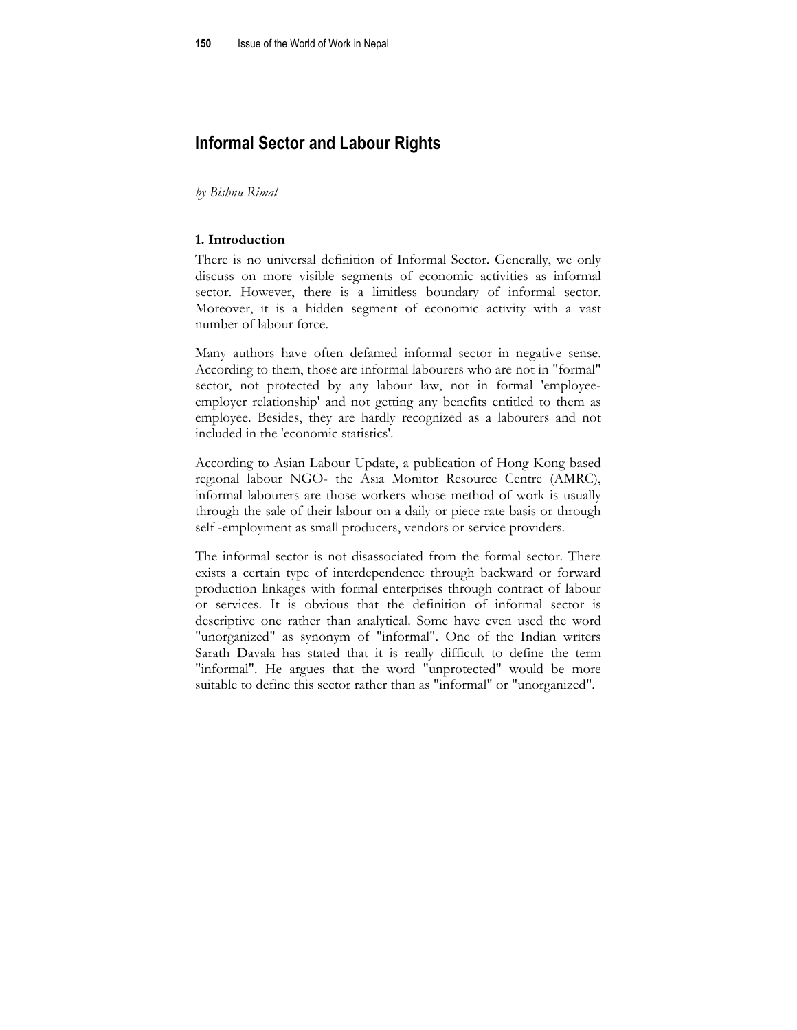# Informal Sector and Labour Rights

*by Bishnu Rimal*

## 1. Introduction

There is no universal definition of Informal Sector. Generally, we only discuss on more visible segments of economic activities as informal sector. However, there is a limitless boundary of informal sector. Moreover, it is a hidden segment of economic activity with a vast number of labour force.

Many authors have often defamed informal sector in negative sense. According to them, those are informal labourers who are not in "formal" sector, not protected by any labour law, not in formal 'employee-employer relationship' and not getting any benefits entitled to them as employee. Besides, they are hardly recognized as a labourers and not included in the 'economic statistics'.

According to Asian Labour Update, a publication of Hong Kong based regional labour NGO- the Asia Monitor Resource Centre (AMRC), informal labourers are those workers whose method of work is usually through the sale of their labour on a daily or piece rate basis or through self -employment as small producers, vendors or service providers.

The informal sector is not disassociated from the formal sector. There exists a certain type of interdependence through backward or forward production linkages with formal enterprises through contract of labour or services. It is obvious that the definition of informal sector is descriptive one rather than analytical. Some have even used the word "unorganized" as synonym of "informal". One of the Indian writers Sarath Davala has stated that it is really difficult to define the term "informal". He argues that the word "unprotected" would be more suitable to define this sector rather than as "informal" or "unorganized".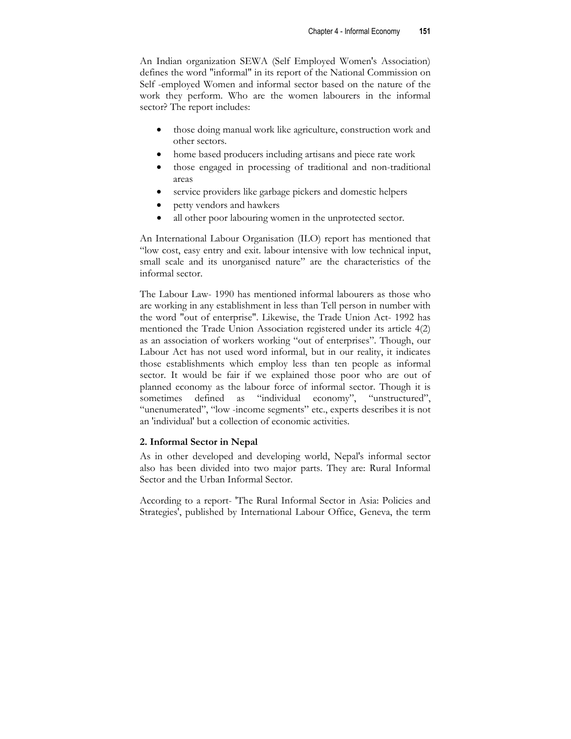An Indian organization SEWA (Self Employed Women's Association) defines the word "informal" in its report of the National Commission on Self -employed Women and informal sector based on the nature of the work they perform. Who are the women labourers in the informal sector? The report includes:

- those doing manual work like agriculture, construction work and other sectors.
- home based producers including artisans and piece rate work
- those engaged in processing of traditional and non-traditional areas
- service providers like garbage pickers and domestic helpers
- petty vendors and hawkers
- all other poor labouring women in the unprotected sector.

An International Labour Organisation (ILO) report has mentioned that "low cost, easy entry and exit. labour intensive with low technical input, small scale and its unorganised nature" are the characteristics of the informal sector.

The Labour Law- 1990 has mentioned informal labourers as those who are working in any establishment in less than Tell person in number with the word "out of enterprise". Likewise, the Trade Union Act- 1992 has mentioned the Trade Union Association registered under its article 4(2) as an association of workers working "out of enterprises". Though, our Labour Act has not used word informal, but in our reality, it indicates those establishments which employ less than ten people as informal sector. It would be fair if we explained those poor who are out of planned economy as the labour force of informal sector. Though it is sometimes defined as "individual economy", "unstructured", "unenumerated", "low -income segments" etc., experts describes it is not an 'individual' but a collection of economic activities.

### 2. Informal Sector in Nepal

As in other developed and developing world, Nepal's informal sector also has been divided into two major parts. They are: Rural Informal Sector and the Urban Informal Sector.

According to a report- 'The Rural Informal Sector in Asia: Policies and Strategies', published by International Labour Office, Geneva, the term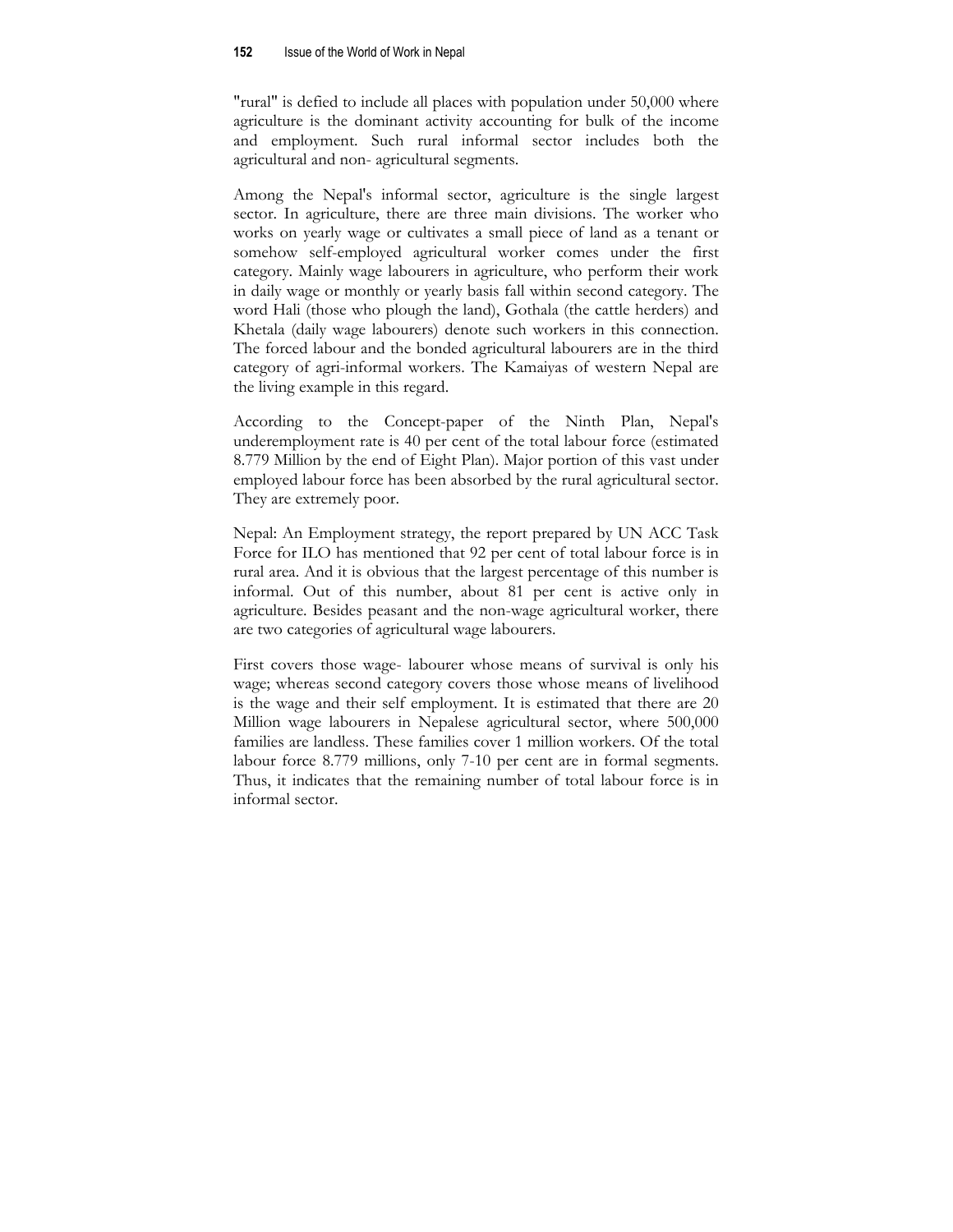"rural" is defied to include all places with population under 50,000 where agriculture is the dominant activity accounting for bulk of the income and employment. Such rural informal sector includes both the agricultural and non- agricultural segments.

Among the Nepal's informal sector, agriculture is the single largest sector. In agriculture, there are three main divisions. The worker who works on yearly wage or cultivates a small piece of land as a tenant or somehow self-employed agricultural worker comes under the first category. Mainly wage labourers in agriculture, who perform their work in daily wage or monthly or yearly basis fall within second category. The word Hali (those who plough the land), Gothala (the cattle herders) and Khetala (daily wage labourers) denote such workers in this connection. The forced labour and the bonded agricultural labourers are in the third category of agri-informal workers. The Kamaiyas of western Nepal are the living example in this regard.

According to the Concept-paper of the Ninth Plan, Nepal's underemployment rate is 40 per cent of the total labour force (estimated 8.779 Million by the end of Eight Plan). Major portion of this vast under employed labour force has been absorbed by the rural agricultural sector. They are extremely poor.

Nepal: An Employment strategy, the report prepared by UN ACC Task Force for ILO has mentioned that 92 per cent of total labour force is in rural area. And it is obvious that the largest percentage of this number is informal. Out of this number, about 81 per cent is active only in agriculture. Besides peasant and the non-wage agricultural worker, there are two categories of agricultural wage labourers.

First covers those wage- labourer whose means of survival is only his wage; whereas second category covers those whose means of livelihood is the wage and their self employment. It is estimated that there are 20 Million wage labourers in Nepalese agricultural sector, where 500,000 families are landless. These families cover 1 million workers. Of the total labour force 8.779 millions, only 7-10 per cent are in formal segments. Thus, it indicates that the remaining number of total labour force is in informal sector.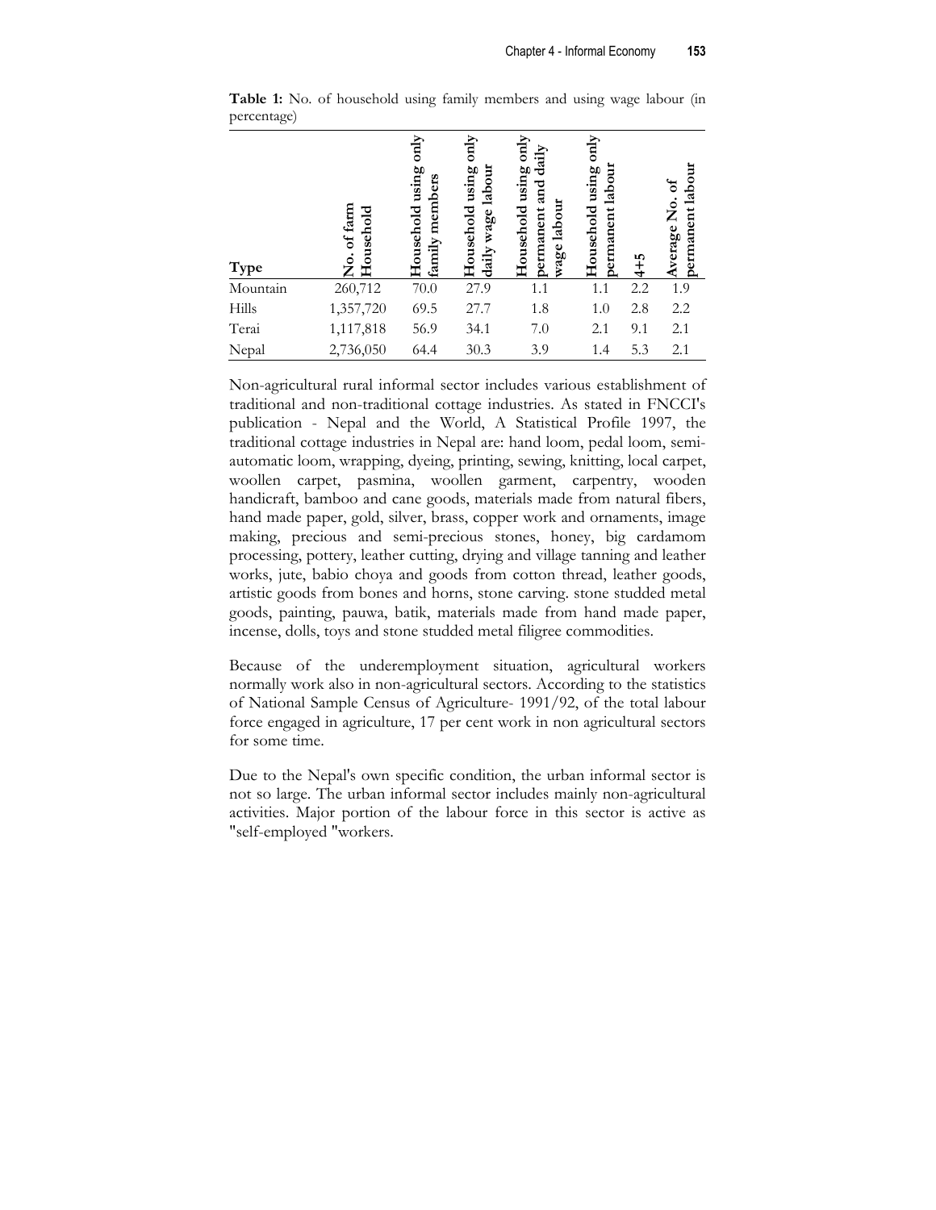**Table 1:** No. of household using family members and using wage labour (in percentage)

| Type | No. of farm Household | Household using only family members | Household using only daily wage labour | Household using only permanent and daily wage labour | Household using only permanent labour | 4+5 | Average No. of permanent labour |
|---|---|---|---|---|---|---|---|
| Mountain | 260,712 | 70.0 | 27.9 | 1.1 | 1.1 | 2.2 | 1.9 |
| Hills | 1,357,720 | 69.5 | 27.7 | 1.8 | 1.0 | 2.8 | 2.2 |
| Terai | 1,117,818 | 56.9 | 34.1 | 7.0 | 2.1 | 9.1 | 2.1 |
| Nepal | 2,736,050 | 64.4 | 30.3 | 3.9 | 1.4 | 5.3 | 2.1 |

Non-agricultural rural informal sector includes various establishment of traditional and non-traditional cottage industries. As stated in FNCCI's publication - Nepal and the World, A Statistical Profile 1997, the traditional cottage industries in Nepal are: hand loom, pedal loom, semi-automatic loom, wrapping, dyeing, printing, sewing, knitting, local carpet, woollen carpet, pasmina, woollen garment, carpentry, wooden handicraft, bamboo and cane goods, materials made from natural fibers, hand made paper, gold, silver, brass, copper work and ornaments, image making, precious and semi-precious stones, honey, big cardamom processing, pottery, leather cutting, drying and village tanning and leather works, jute, babio choya and goods from cotton thread, leather goods, artistic goods from bones and horns, stone carving. stone studded metal goods, painting, pauwa, batik, materials made from hand made paper, incense, dolls, toys and stone studded metal filigree commodities.

Because of the underemployment situation, agricultural workers normally work also in non-agricultural sectors. According to the statistics of National Sample Census of Agriculture- 1991/92, of the total labour force engaged in agriculture, 17 per cent work in non agricultural sectors for some time.

Due to the Nepal's own specific condition, the urban informal sector is not so large. The urban informal sector includes mainly non-agricultural activities. Major portion of the labour force in this sector is active as "self-employed "workers.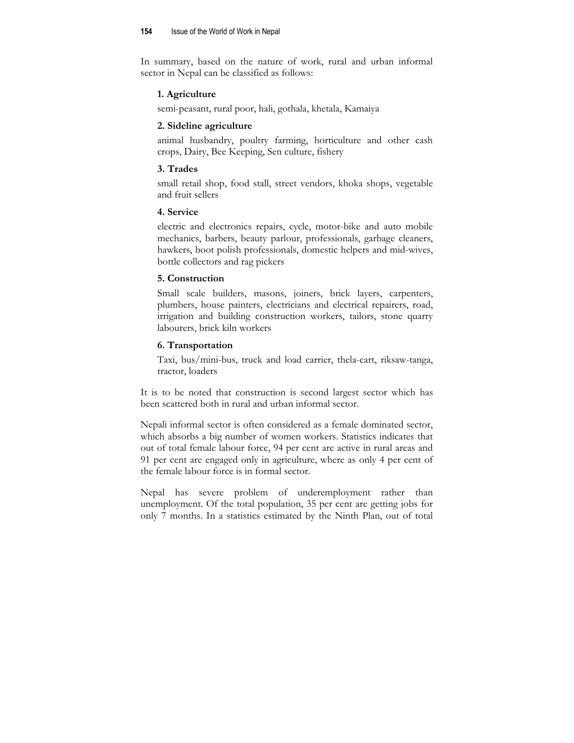In summary, based on the nature of work, rural and urban informal sector in Nepal can be classified as follows:

**1. Agriculture**

semi-peasant, rural poor, hali, gothala, khetala, Kamaiya

**2. Sideline agriculture**

animal husbandry, poultry farming, horticulture and other cash crops, Dairy, Bee Keeping, Sen culture, fishery

**3. Trades**

small retail shop, food stall, street vendors, khoka shops, vegetable and fruit sellers

**4. Service**

electric and electronics repairs, cycle, motor-bike and auto mobile mechanics, barbers, beauty parlour, professionals, garbage cleaners, hawkers, boot polish professionals, domestic helpers and mid-wives, bottle collectors and rag pickers

**5. Construction**

Small scale builders, masons, joiners, brick layers, carpenters, plumbers, house painters, electricians and electrical repairers, road, irrigation and building construction workers, tailors, stone quarry labourers, brick kiln workers

**6. Transportation**

Taxi, bus/mini-bus, truck and load carrier, thela-cart, riksaw-tanga, tractor, loaders

It is to be noted that construction is second largest sector which has been scattered both in rural and urban informal sector.

Nepali informal sector is often considered as a female dominated sector, which absorbs a big number of women workers. Statistics indicates that out of total female labour force, 94 per cent are active in rural areas and 91 per cent are engaged only in agriculture, where as only 4 per cent of the female labour force is in formal sector.

Nepal has severe problem of underemployment rather than unemployment. Of the total population, 35 per cent are getting jobs for only 7 months. In a statistics estimated by the Ninth Plan, out of total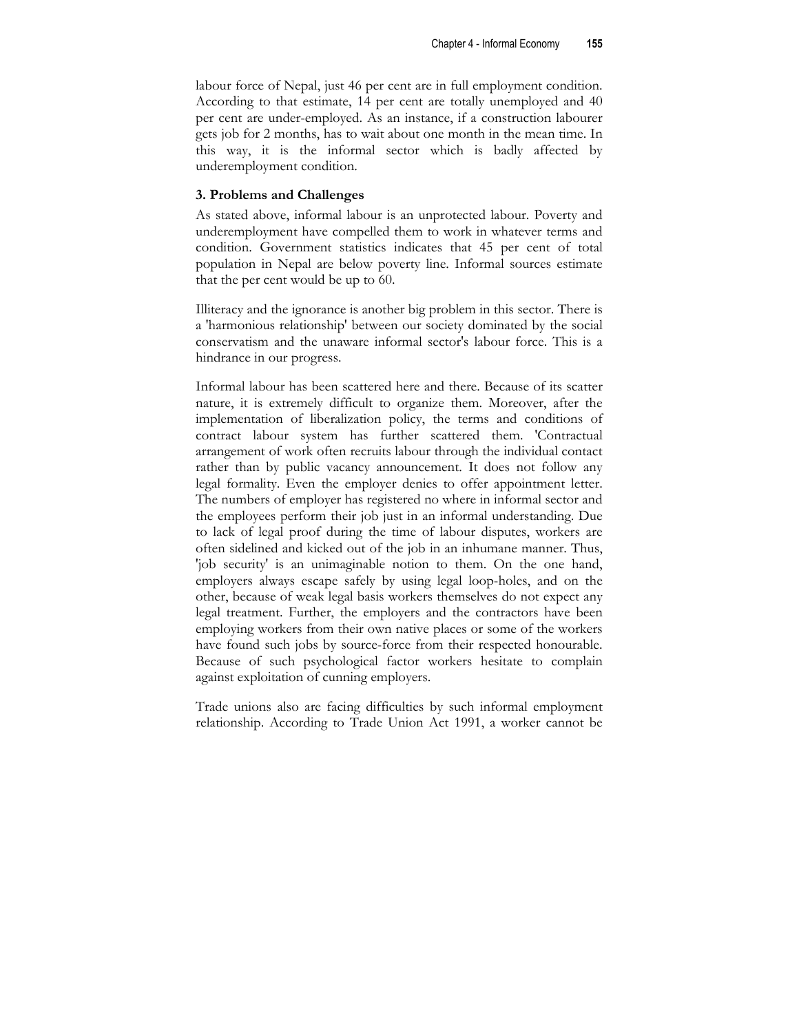labour force of Nepal, just 46 per cent are in full employment condition. According to that estimate, 14 per cent are totally unemployed and 40 per cent are under-employed. As an instance, if a construction labourer gets job for 2 months, has to wait about one month in the mean time. In this way, it is the informal sector which is badly affected by underemployment condition.

### 3. Problems and Challenges

As stated above, informal labour is an unprotected labour. Poverty and underemployment have compelled them to work in whatever terms and condition. Government statistics indicates that 45 per cent of total population in Nepal are below poverty line. Informal sources estimate that the per cent would be up to 60.

Illiteracy and the ignorance is another big problem in this sector. There is a 'harmonious relationship' between our society dominated by the social conservatism and the unaware informal sector's labour force. This is a hindrance in our progress.

Informal labour has been scattered here and there. Because of its scatter nature, it is extremely difficult to organize them. Moreover, after the implementation of liberalization policy, the terms and conditions of contract labour system has further scattered them. 'Contractual arrangement of work often recruits labour through the individual contact rather than by public vacancy announcement. It does not follow any legal formality. Even the employer denies to offer appointment letter. The numbers of employer has registered no where in informal sector and the employees perform their job just in an informal understanding. Due to lack of legal proof during the time of labour disputes, workers are often sidelined and kicked out of the job in an inhumane manner. Thus, 'job security' is an unimaginable notion to them. On the one hand, employers always escape safely by using legal loop-holes, and on the other, because of weak legal basis workers themselves do not expect any legal treatment. Further, the employers and the contractors have been employing workers from their own native places or some of the workers have found such jobs by source-force from their respected honourable. Because of such psychological factor workers hesitate to complain against exploitation of cunning employers.

Trade unions also are facing difficulties by such informal employment relationship. According to Trade Union Act 1991, a worker cannot be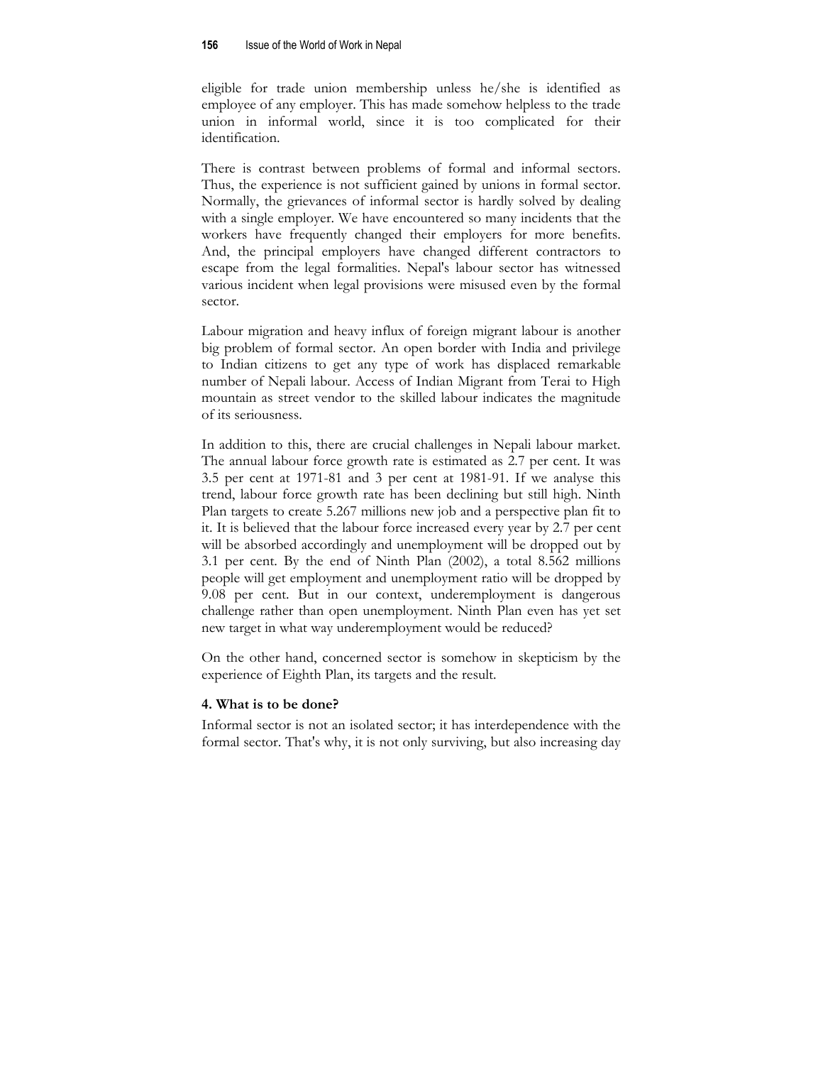eligible for trade union membership unless he/she is identified as employee of any employer. This has made somehow helpless to the trade union in informal world, since it is too complicated for their identification.

There is contrast between problems of formal and informal sectors. Thus, the experience is not sufficient gained by unions in formal sector. Normally, the grievances of informal sector is hardly solved by dealing with a single employer. We have encountered so many incidents that the workers have frequently changed their employers for more benefits. And, the principal employers have changed different contractors to escape from the legal formalities. Nepal's labour sector has witnessed various incident when legal provisions were misused even by the formal sector.

Labour migration and heavy influx of foreign migrant labour is another big problem of formal sector. An open border with India and privilege to Indian citizens to get any type of work has displaced remarkable number of Nepali labour. Access of Indian Migrant from Terai to High mountain as street vendor to the skilled labour indicates the magnitude of its seriousness.

In addition to this, there are crucial challenges in Nepali labour market. The annual labour force growth rate is estimated as 2.7 per cent. It was 3.5 per cent at 1971-81 and 3 per cent at 1981-91. If we analyse this trend, labour force growth rate has been declining but still high. Ninth Plan targets to create 5.267 millions new job and a perspective plan fit to it. It is believed that the labour force increased every year by 2.7 per cent will be absorbed accordingly and unemployment will be dropped out by 3.1 per cent. By the end of Ninth Plan (2002), a total 8.562 millions people will get employment and unemployment ratio will be dropped by 9.08 per cent. But in our context, underemployment is dangerous challenge rather than open unemployment. Ninth Plan even has yet set new target in what way underemployment would be reduced?

On the other hand, concerned sector is somehow in skepticism by the experience of Eighth Plan, its targets and the result.

### 4. What is to be done?

Informal sector is not an isolated sector; it has interdependence with the formal sector. That's why, it is not only surviving, but also increasing day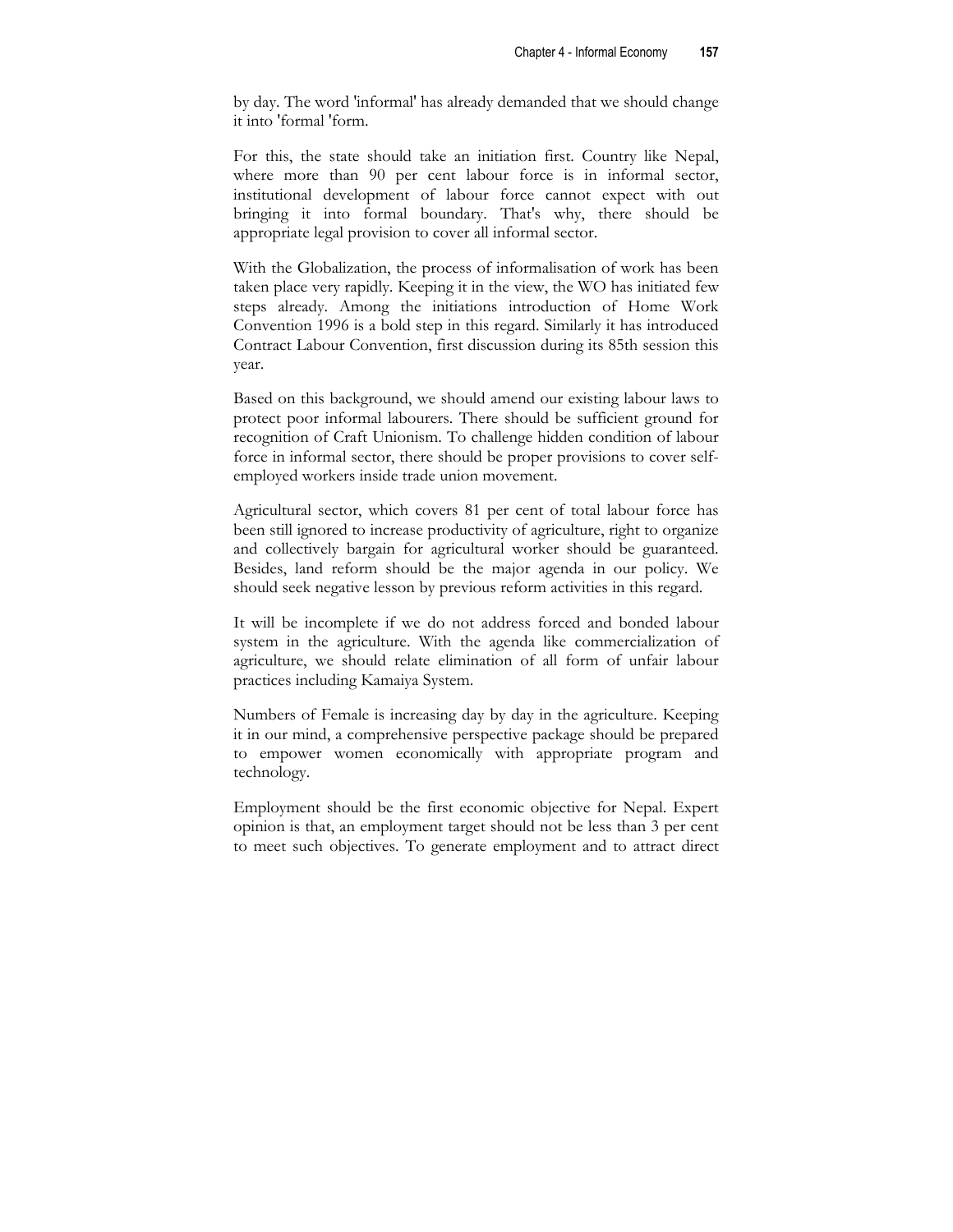by day. The word 'informal' has already demanded that we should change it into 'formal 'form.

For this, the state should take an initiation first. Country like Nepal, where more than 90 per cent labour force is in informal sector, institutional development of labour force cannot expect with out bringing it into formal boundary. That's why, there should be appropriate legal provision to cover all informal sector.

With the Globalization, the process of informalisation of work has been taken place very rapidly. Keeping it in the view, the WO has initiated few steps already. Among the initiations introduction of Home Work Convention 1996 is a bold step in this regard. Similarly it has introduced Contract Labour Convention, first discussion during its 85th session this year.

Based on this background, we should amend our existing labour laws to protect poor informal labourers. There should be sufficient ground for recognition of Craft Unionism. To challenge hidden condition of labour force in informal sector, there should be proper provisions to cover self-employed workers inside trade union movement.

Agricultural sector, which covers 81 per cent of total labour force has been still ignored to increase productivity of agriculture, right to organize and collectively bargain for agricultural worker should be guaranteed. Besides, land reform should be the major agenda in our policy. We should seek negative lesson by previous reform activities in this regard.

It will be incomplete if we do not address forced and bonded labour system in the agriculture. With the agenda like commercialization of agriculture, we should relate elimination of all form of unfair labour practices including Kamaiya System.

Numbers of Female is increasing day by day in the agriculture. Keeping it in our mind, a comprehensive perspective package should be prepared to empower women economically with appropriate program and technology.

Employment should be the first economic objective for Nepal. Expert opinion is that, an employment target should not be less than 3 per cent to meet such objectives. To generate employment and to attract direct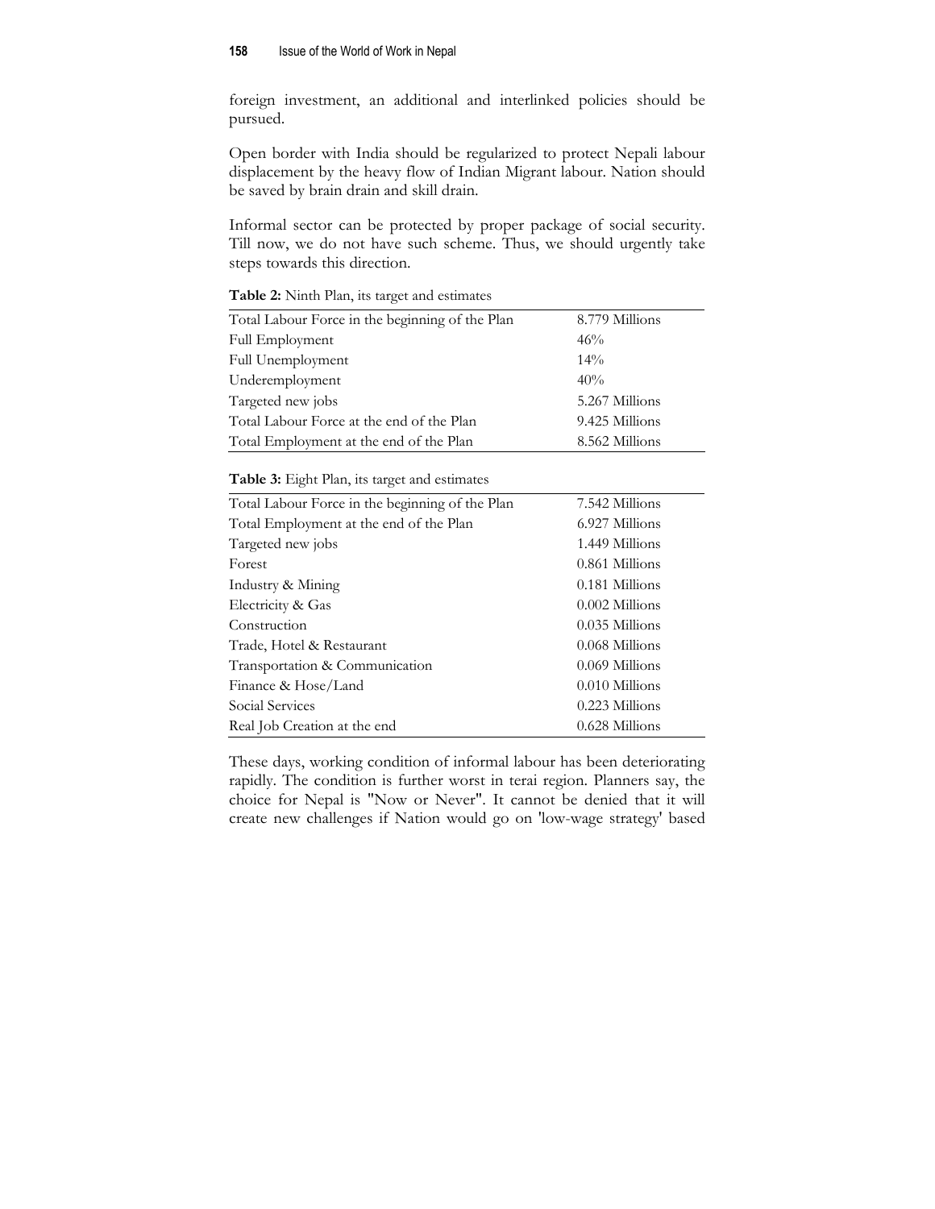foreign investment, an additional and interlinked policies should be pursued.

Open border with India should be regularized to protect Nepali labour displacement by the heavy flow of Indian Migrant labour. Nation should be saved by brain drain and skill drain.

Informal sector can be protected by proper package of social security. Till now, we do not have such scheme. Thus, we should urgently take steps towards this direction.

**Table 2:** Ninth Plan, its target and estimates

| | |
|---|---|
| Total Labour Force in the beginning of the Plan | 8.779 Millions |
| Full Employment | 46% |
| Full Unemployment | 14% |
| Underemployment | 40% |
| Targeted new jobs | 5.267 Millions |
| Total Labour Force at the end of the Plan | 9.425 Millions |
| Total Employment at the end of the Plan | 8.562 Millions |

**Table 3:** Eight Plan, its target and estimates

| | |
|---|---|
| Total Labour Force in the beginning of the Plan | 7.542 Millions |
| Total Employment at the end of the Plan | 6.927 Millions |
| Targeted new jobs | 1.449 Millions |
| Forest | 0.861 Millions |
| Industry & Mining | 0.181 Millions |
| Electricity & Gas | 0.002 Millions |
| Construction | 0.035 Millions |
| Trade, Hotel & Restaurant | 0.068 Millions |
| Transportation & Communication | 0.069 Millions |
| Finance & Hose/Land | 0.010 Millions |
| Social Services | 0.223 Millions |
| Real Job Creation at the end | 0.628 Millions |

These days, working condition of informal labour has been deteriorating rapidly. The condition is further worst in terai region. Planners say, the choice for Nepal is "Now or Never". It cannot be denied that it will create new challenges if Nation would go on 'low-wage strategy' based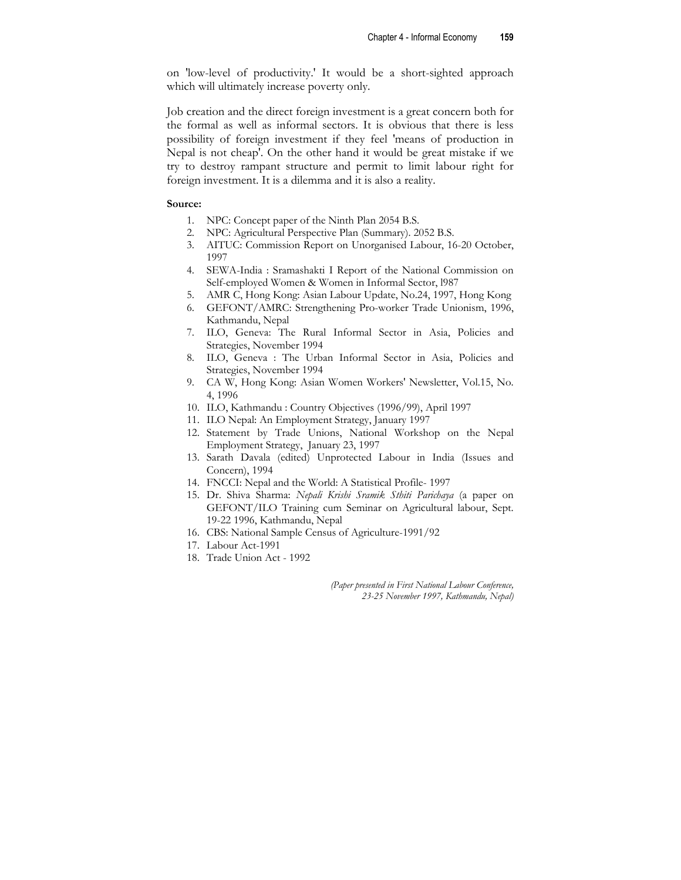on 'low-level of productivity.' It would be a short-sighted approach which will ultimately increase poverty only.

Job creation and the direct foreign investment is a great concern both for the formal as well as informal sectors. It is obvious that there is less possibility of foreign investment if they feel 'means of production in Nepal is not cheap'. On the other hand it would be great mistake if we try to destroy rampant structure and permit to limit labour right for foreign investment. It is a dilemma and it is also a reality.

**Source:**

1. NPC: Concept paper of the Ninth Plan 2054 B.S.
2. NPC: Agricultural Perspective Plan (Summary). 2052 B.S.
3. AITUC: Commission Report on Unorganised Labour, 16-20 October, 1997
4. SEWA-India : Sramashakti I Report of the National Commission on Self-employed Women & Women in Informal Sector, l987
5. AMR C, Hong Kong: Asian Labour Update, No.24, 1997, Hong Kong
6. GEFONT/AMRC: Strengthening Pro-worker Trade Unionism, 1996, Kathmandu, Nepal
7. ILO, Geneva: The Rural Informal Sector in Asia, Policies and Strategies, November 1994
8. ILO, Geneva : The Urban Informal Sector in Asia, Policies and Strategies, November 1994
9. CA W, Hong Kong: Asian Women Workers' Newsletter, Vol.15, No. 4, 1996
10. ILO, Kathmandu : Country Objectives (1996/99), April 1997
11. ILO Nepal: An Employment Strategy, January 1997
12. Statement by Trade Unions, National Workshop on the Nepal Employment Strategy, January 23, 1997
13. Sarath Davala (edited) Unprotected Labour in India (Issues and Concern), 1994
14. FNCCI: Nepal and the World: A Statistical Profile- 1997
15. Dr. Shiva Sharma: *Nepali Krishi Sramik Sthiti Parichaya* (a paper on GEFONT/ILO Training cum Seminar on Agricultural labour, Sept. 19-22 1996, Kathmandu, Nepal
16. CBS: National Sample Census of Agriculture-1991/92
17. Labour Act-1991
18. Trade Union Act - 1992

*(Paper presented in First National Labour Conference, 23-25 November 1997, Kathmandu, Nepal)*